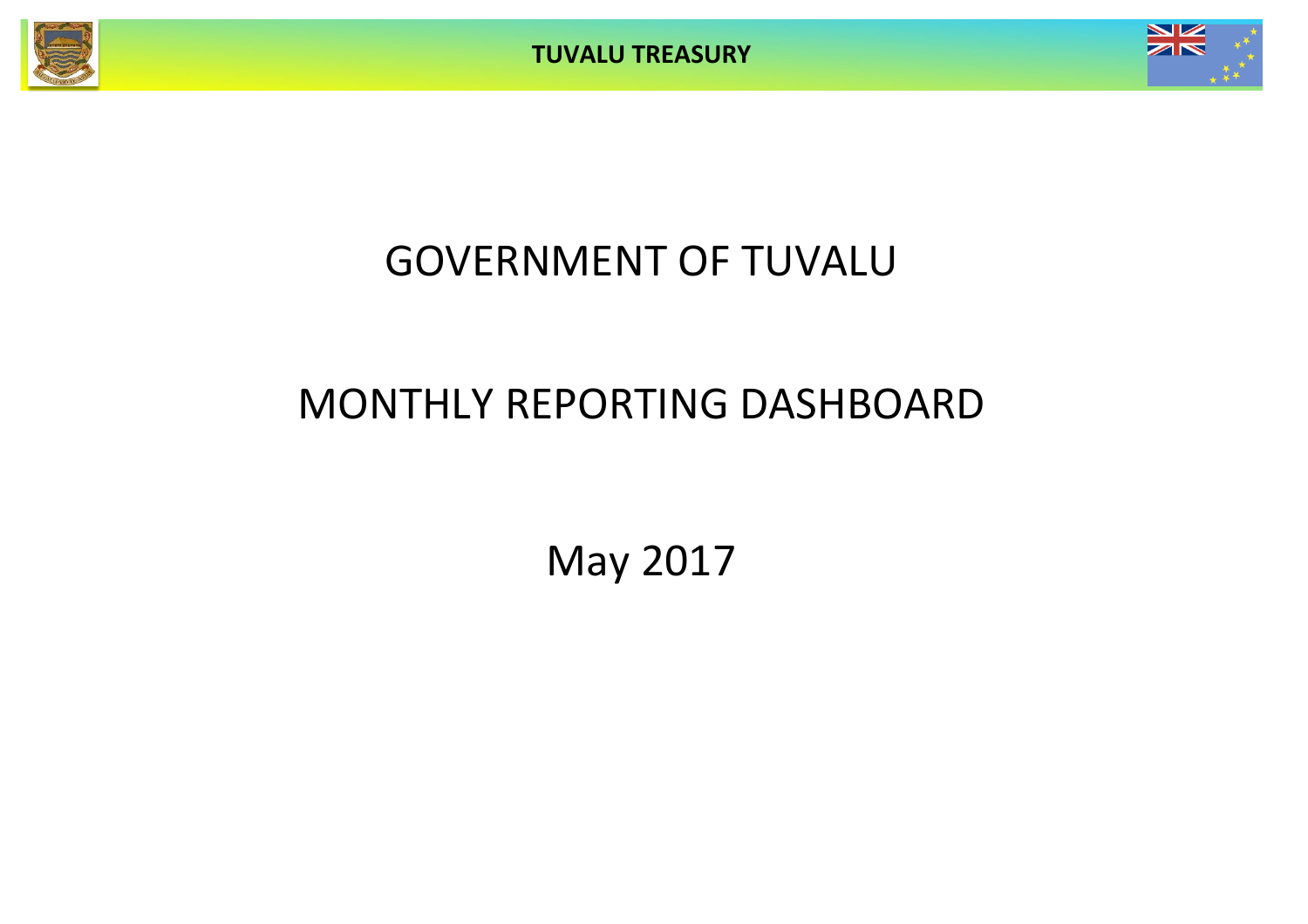# GOVERNMENT OF TUVALU

# MONTHLY REPORTING DASHBOARD

## May 2017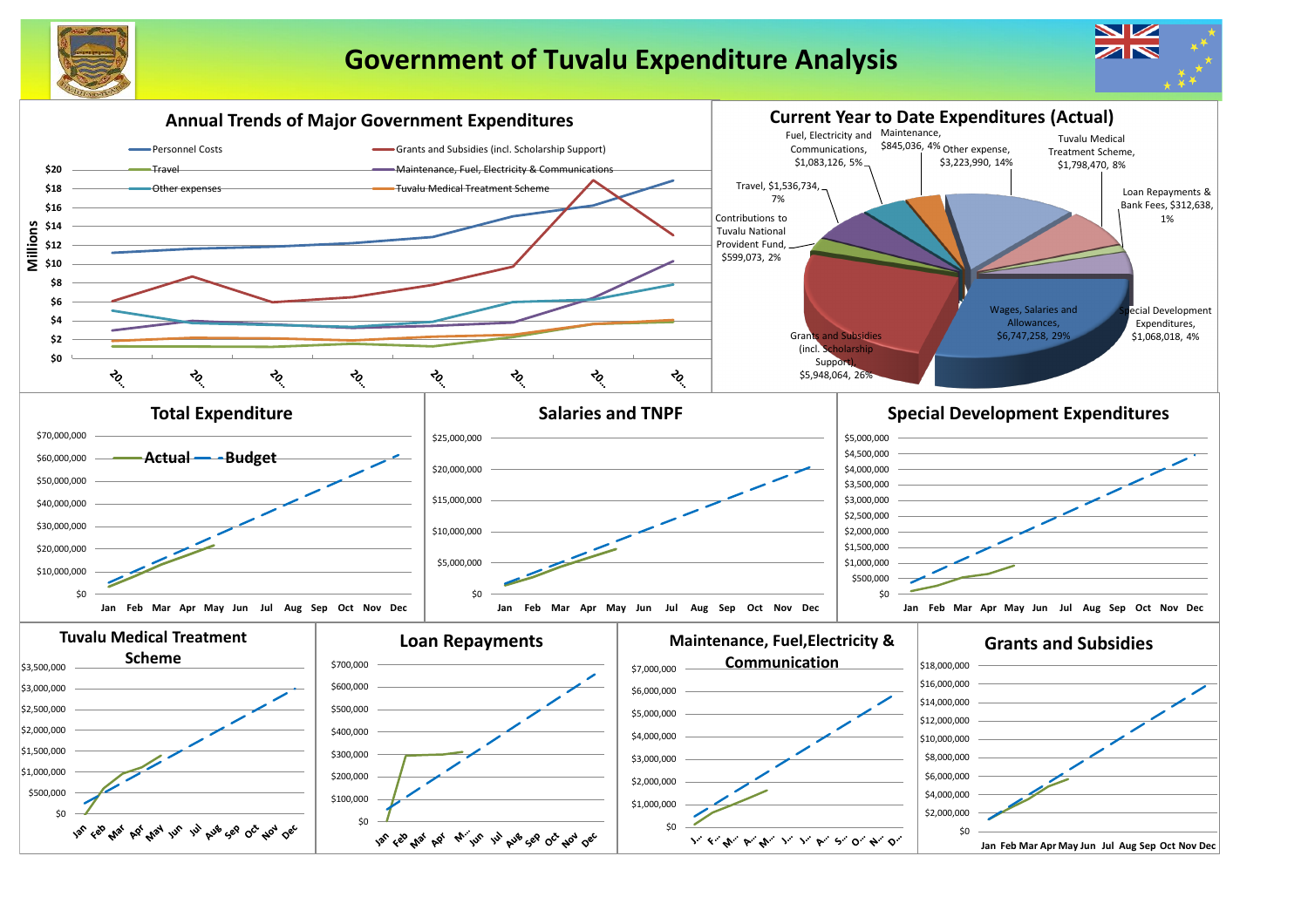# Government of Tuvalu Expenditure Analysis

## Annual Trends of Major Government Expenditures

Legend: Personnel Costs; Grants and Subsidies (incl. Scholarship Support); Travel; Maintenance, Fuel, Electricity & Communications; Other expenses; Tuvalu Medical Treatment Scheme

Millions: $0, $2, $4, $6, $8, $10, $12, $14, $16, $18, $20

## Current Year to Date Expenditures (Actual)

- Wages, Salaries and Allowances, $6,747,258, 29%
- Grants and Subsidies (incl. Scholarship Support), $5,948,064, 26%
- Other expense, $3,223,990, 14%
- Tuvalu Medical Treatment Scheme, $1,798,470, 8%
- Travel, $1,536,734, 7%
- Fuel, Electricity and Communications, $1,083,126, 5%
- Special Development Expenditures, $1,068,018, 4%
- Maintenance, $845,036, 4%
- Contributions to Tuvalu National Provident Fund, $599,073, 2%
- Loan Repayments & Bank Fees, $312,638, 1%

## Total Expenditure

Legend: Actual; Budget

## Salaries and TNPF

## Special Development Expenditures

## Tuvalu Medical Treatment Scheme

## Loan Repayments

## Maintenance, Fuel,Electricity & Communication

## Grants and Subsidies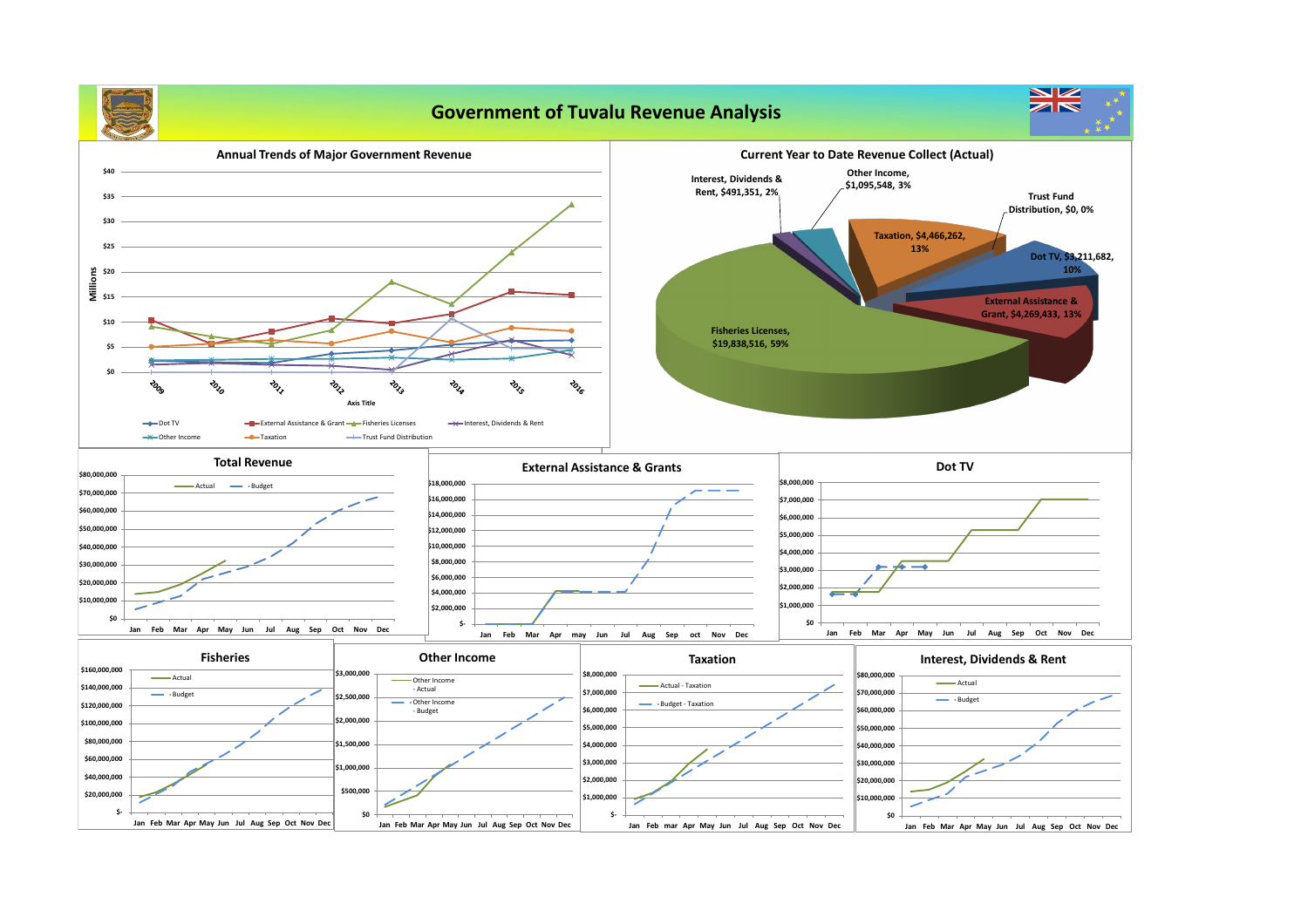# Government of Tuvalu Revenue Analysis

## Annual Trends of Major Government Revenue

Millions: $40, $35, $30, $25, $20, $15, $10, $5, $0

2009, 2010, 2011, 2012, 2013, 2014, 2015, 2016

Axis Title

Dot TV, External Assistance & Grant, Fisheries Licenses, Interest, Dividends & Rent, Other Income, Taxation, Trust Fund Distribution

## Current Year to Date Revenue Collect (Actual)

- Fisheries Licenses, $19,838,516, 59%
- Taxation, $4,466,262, 13%
- External Assistance & Grant, $4,269,433, 13%
- Dot TV, $3,211,682, 10%
- Other Income, $1,095,548, 3%
- Interest, Dividends & Rent, $491,351, 2%
- Trust Fund Distribution, $0, 0%

## Total Revenue

Actual, Budget

## External Assistance & Grants

## Dot TV

## Fisheries

Actual, Budget

## Other Income

Other Income - Actual, Other Income - Budget

## Taxation

Actual - Taxation, Budget - Taxation

## Interest, Dividends & Rent

Actual, Budget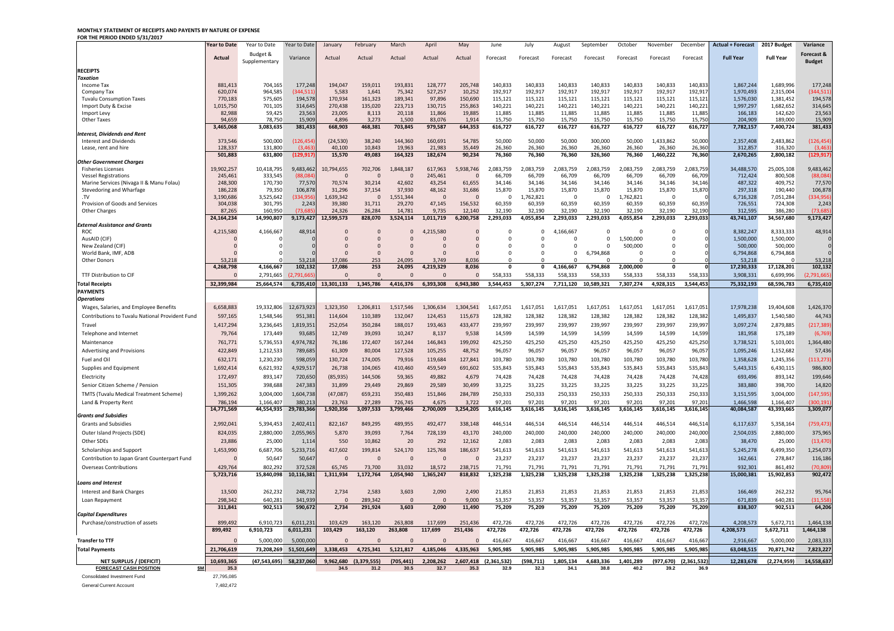**MONTHLY STATEMENT OF RECEIPTS AND PAYENTS BY NATURE OF EXPENSE**
**FOR THE PERIOD ENDED 5/31/2017**

| | Year to Date | Year to Date | Year to Date | January | February | March | April | May | June | July | August | September | October | November | December | Actual + Forecast | 2017 Budget | Variance |
|---|---|---|---|---|---|---|---|---|---|---|---|---|---|---|---|---|---|---|
| | Actual | Budget & Supplementary | Variance | Actual | Actual | Actual | Actual | Actual | Forecast | Forecast | Forecast | Forecast | Forecast | Forecast | Forecast | Full Year | Full Year | Forecast & Budget |
| **RECEIPTS** | | | | | | | | | | | | | | | | | | |
| ***Taxation*** | | | | | | | | | | | | | | | | | | |
| Income Tax | 881,413 | 704,165 | 177,248 | 194,047 | 159,011 | 193,831 | 128,777 | 205,748 | 140,833 | 140,833 | 140,833 | 140,833 | 140,833 | 140,833 | 140,833 | 1,867,244 | 1,689,996 | 177,248 |
| Company Tax | 620,074 | 964,585 | (344,511) | 5,583 | 1,641 | 75,342 | 527,257 | 10,252 | 192,917 | 192,917 | 192,917 | 192,917 | 192,917 | 192,917 | 192,917 | 1,970,493 | 2,315,004 | (344,511) |
| Tuvalu Consumption Taxes | 770,183 | 575,605 | 194,578 | 170,934 | 161,323 | 189,341 | 97,896 | 150,690 | 115,121 | 115,121 | 115,121 | 115,121 | 115,121 | 115,121 | 115,121 | 1,576,030 | 1,381,452 | 194,578 |
| Import Duty & Excise | 1,015,750 | 701,105 | 314,645 | 270,438 | 135,020 | 223,713 | 130,715 | 255,863 | 140,221 | 140,221 | 140,221 | 140,221 | 140,221 | 140,221 | 140,221 | 1,997,297 | 1,682,652 | 314,645 |
| Import Levy | 82,988 | 59,425 | 23,563 | 23,005 | 8,113 | 20,118 | 11,866 | 19,885 | 11,885 | 11,885 | 11,885 | 11,885 | 11,885 | 11,885 | 11,885 | 166,183 | 142,620 | 23,563 |
| Other Taxes | 94,659 | 78,750 | 15,909 | 4,896 | 3,273 | 1,500 | 83,076 | 1,914 | 15,750 | 15,750 | 15,750 | 15,750 | 15,750 | 15,750 | 15,750 | 204,909 | 189,000 | 15,909 |
| | 3,465,068 | 3,083,635 | 381,433 | 668,903 | 468,381 | 703,845 | 979,587 | 644,353 | 616,727 | 616,727 | 616,727 | 616,727 | 616,727 | 616,727 | 616,727 | 7,782,157 | 7,400,724 | 381,433 |
| ***Interest, Dividends and Rent*** | | | | | | | | | | | | | | | | | | |
| Interest and Dividends | 373,546 | 500,000 | (126,454) | (24,530) | 38,240 | 144,360 | 160,691 | 54,785 | 50,000 | 50,000 | 50,000 | 300,000 | 50,000 | 1,433,862 | 50,000 | 2,357,408 | 2,483,862 | (126,454) |
| Lease, rent and hire | 128,337 | 131,800 | (3,463) | 40,100 | 10,843 | 19,963 | 21,983 | 35,449 | 26,360 | 26,360 | 26,360 | 26,360 | 26,360 | 26,360 | 26,360 | 312,857 | 316,320 | (3,463) |
| | 501,883 | 631,800 | (129,917) | 15,570 | 49,083 | 164,323 | 182,674 | 90,234 | 76,360 | 76,360 | 76,360 | 326,360 | 76,360 | 1,460,222 | 76,360 | 2,670,265 | 2,800,182 | (129,917) |
| ***Other Government Charges*** | | | | | | | | | | | | | | | | | | |
| Fisheries Licenses | 19,902,257 | 10,418,795 | 9,483,462 | 10,794,655 | 702,706 | 1,848,187 | 617,963 | 5,938,746 | 2,083,759 | 2,083,759 | 2,083,759 | 2,083,759 | 2,083,759 | 2,083,759 | 2,083,759 | 34,488,570 | 25,005,108 | 9,483,462 |
| Vessel Registrations | 245,461 | 333,545 | (88,084) | 0 | 0 | 0 | 245,461 | 0 | 66,709 | 66,709 | 66,709 | 66,709 | 66,709 | 66,709 | 66,709 | 712,424 | 800,508 | (88,084) |
| Marine Services (Nivaga II & Manu Folau) | 248,300 | 170,730 | 77,570 | 70,574 | 30,214 | 42,602 | 43,254 | 61,655 | 34,146 | 34,146 | 34,146 | 34,146 | 34,146 | 34,146 | 34,146 | 487,322 | 409,752 | 77,570 |
| Stevedoring and Wharfage | 186,228 | 79,350 | 106,878 | 31,296 | 37,154 | 37,930 | 48,162 | 31,686 | 15,870 | 15,870 | 15,870 | 15,870 | 15,870 | 15,870 | 15,870 | 297,318 | 190,440 | 106,878 |
| .TV | 3,190,686 | 3,525,642 | (334,956) | 1,639,342 | 0 | 1,551,344 | 0 | 0 | 0 | 1,762,821 | 0 | 0 | 1,762,821 | 0 | 0 | 6,716,328 | 7,051,284 | (334,956) |
| Provision of Goods and Services | 304,038 | 301,795 | 2,243 | 39,380 | 31,711 | 29,270 | 47,145 | 156,532 | 60,359 | 60,359 | 60,359 | 60,359 | 60,359 | 60,359 | 60,359 | 726,551 | 724,308 | 2,243 |
| Other Charges | 87,265 | 160,950 | (73,685) | 24,326 | 26,284 | 14,781 | 9,735 | 12,140 | 32,190 | 32,190 | 32,190 | 32,190 | 32,190 | 32,190 | 32,190 | 312,595 | 386,280 | (73,685) |
| | 24,164,234 | 14,990,807 | 9,173,427 | 12,599,573 | 828,070 | 3,524,114 | 1,011,719 | 6,200,758 | 2,293,033 | 4,055,854 | 2,293,033 | 2,293,033 | 4,055,854 | 2,293,033 | 2,293,033 | 43,741,107 | 34,567,680 | 9,173,427 |
| ***External Assistance and Grants*** | | | | | | | | | | | | | | | | | | |
| ROC | 4,215,580 | 4,166,667 | 48,914 | 0 | 0 | 0 | 4,215,580 | 0 | 0 | 0 | 4,166,667 | 0 | 0 | 0 | 0 | 8,382,247 | 8,333,333 | 48,914 |
| AusAID (CIF) | 0 | 0 | 0 | 0 | 0 | 0 | 0 | 0 | 0 | 0 | 0 | 0 | 1,500,000 | 0 | 0 | 1,500,000 | 1,500,000 | 0 |
| New Zealand (CIF) | 0 | 0 | 0 | 0 | 0 | 0 | 0 | 0 | 0 | 0 | 0 | 0 | 500,000 | 0 | 0 | 500,000 | 500,000 | 0 |
| World Bank, IMF, ADB | 0 | 0 | 0 | 0 | 0 | 0 | 0 | 0 | 0 | 0 | 0 | 6,794,868 | 0 | 0 | 0 | 6,794,868 | 6,794,868 | 0 |
| Other Donors | 53,218 | 0 | 53,218 | 17,086 | 253 | 24,095 | 3,749 | 8,036 | 0 | 0 | 0 | 0 | 0 | 0 | 0 | 53,218 | 0 | 53,218 |
| | 4,268,798 | 4,166,667 | 102,132 | 17,086 | 253 | 24,095 | 4,219,329 | 8,036 | 0 | 0 | 4,166,667 | 6,794,868 | 2,000,000 | 0 | 0 | 17,230,333 | 17,128,201 | 102,132 |
| TTF Distribution to CIF | 0 | 2,791,665 | (2,791,665) | 0 | 0 | 0 | 0 | 0 | 558,333 | 558,333 | 558,333 | 558,333 | 558,333 | 558,333 | 558,333 | 3,908,331 | 6,699,996 | (2,791,665) |
| **Total Receipts** | 32,399,984 | 25,664,574 | 6,735,410 | 13,301,133 | 1,345,786 | 4,416,376 | 6,393,308 | 6,943,380 | 3,544,453 | 5,307,274 | 7,711,120 | 10,589,321 | 7,307,274 | 4,928,315 | 3,544,453 | 75,332,193 | 68,596,783 | 6,735,410 |
| **PAYMENTS** | | | | | | | | | | | | | | | | | | |
| ***Operations*** | | | | | | | | | | | | | | | | | | |
| Wages, Salaries, and Employee Benefits | 6,658,883 | 19,332,806 | 12,673,923 | 1,323,350 | 1,206,811 | 1,517,546 | 1,306,634 | 1,304,541 | 1,617,051 | 1,617,051 | 1,617,051 | 1,617,051 | 1,617,051 | 1,617,051 | 1,617,051 | 17,978,238 | 19,404,608 | 1,426,370 |
| Contributions to Tuvalu National Provident Fund | 597,165 | 1,548,546 | 951,381 | 114,604 | 110,389 | 132,047 | 124,453 | 115,673 | 128,382 | 128,382 | 128,382 | 128,382 | 128,382 | 128,382 | 128,382 | 1,495,837 | 1,540,580 | 44,743 |
| Travel | 1,417,294 | 3,236,645 | 1,819,351 | 252,054 | 350,284 | 188,017 | 193,463 | 433,477 | 239,997 | 239,997 | 239,997 | 239,997 | 239,997 | 239,997 | 239,997 | 3,097,274 | 2,879,885 | (217,389) |
| Telephone and Internet | 79,764 | 173,449 | 93,685 | 12,749 | 39,093 | 10,247 | 8,137 | 9,538 | 14,599 | 14,599 | 14,599 | 14,599 | 14,599 | 14,599 | 14,599 | 181,958 | 175,189 | (6,769) |
| Maintenance | 761,771 | 5,736,553 | 4,974,782 | 76,186 | 172,407 | 167,244 | 146,843 | 199,092 | 425,250 | 425,250 | 425,250 | 425,250 | 425,250 | 425,250 | 425,250 | 3,738,521 | 5,103,001 | 1,364,480 |
| Advertising and Provisions | 422,849 | 1,212,533 | 789,685 | 61,309 | 80,004 | 127,528 | 105,255 | 48,752 | 96,057 | 96,057 | 96,057 | 96,057 | 96,057 | 96,057 | 96,057 | 1,095,246 | 1,152,682 | 57,436 |
| Fuel and Oil | 632,171 | 1,230,230 | 598,059 | 130,724 | 174,005 | 79,916 | 119,684 | 127,841 | 103,780 | 103,780 | 103,780 | 103,780 | 103,780 | 103,780 | 103,780 | 1,358,628 | 1,245,356 | (113,273) |
| Supplies and Equipment | 1,692,414 | 6,621,932 | 4,929,517 | 26,738 | 104,065 | 410,460 | 459,549 | 691,602 | 535,843 | 535,843 | 535,843 | 535,843 | 535,843 | 535,843 | 535,843 | 5,443,315 | 6,430,115 | 986,800 |
| Electricity | 172,497 | 893,147 | 720,650 | (85,935) | 144,506 | 59,365 | 49,882 | 4,679 | 74,428 | 74,428 | 74,428 | 74,428 | 74,428 | 74,428 | 74,428 | 693,496 | 893,142 | 199,646 |
| Senior Citizen Scheme / Pension | 151,305 | 398,688 | 247,383 | 31,899 | 29,449 | 29,869 | 29,589 | 30,499 | 33,225 | 33,225 | 33,225 | 33,225 | 33,225 | 33,225 | 33,225 | 383,880 | 398,700 | 14,820 |
| TMTS (Tuvalu Medical Treatment Scheme) | 1,399,262 | 3,004,000 | 1,604,738 | (47,087) | 659,231 | 350,483 | 151,846 | 284,789 | 250,333 | 250,333 | 250,333 | 250,333 | 250,333 | 250,333 | 250,333 | 3,151,595 | 3,004,000 | (147,595) |
| Land & Property Rent | 786,194 | 1,166,407 | 380,213 | 23,763 | 27,289 | 726,745 | 4,675 | 3,722 | 97,201 | 97,201 | 97,201 | 97,201 | 97,201 | 97,201 | 97,201 | 1,466,598 | 1,166,407 | (300,191) |
| | 14,771,569 | 44,554,935 | 29,783,366 | 1,920,356 | 3,097,533 | 3,799,466 | 2,700,009 | 3,254,205 | 3,616,145 | 3,616,145 | 3,616,145 | 3,616,145 | 3,616,145 | 3,616,145 | 3,616,145 | 40,084,587 | 43,393,665 | 3,309,077 |
| ***Grants and Subsidies*** | | | | | | | | | | | | | | | | | | |
| Grants and Subsidies | 2,992,041 | 5,394,453 | 2,402,411 | 822,167 | 849,295 | 489,955 | 492,477 | 338,148 | 446,514 | 446,514 | 446,514 | 446,514 | 446,514 | 446,514 | 446,514 | 6,117,637 | 5,358,164 | (759,473) |
| Outer Island Projects (SDE) | 824,035 | 2,880,000 | 2,055,965 | 5,870 | 39,093 | 7,764 | 728,139 | 43,170 | 240,000 | 240,000 | 240,000 | 240,000 | 240,000 | 240,000 | 240,000 | 2,504,035 | 2,880,000 | 375,965 |
| Other SDEs | 23,886 | 25,000 | 1,114 | 550 | 10,862 | 20 | 292 | 12,162 | 2,083 | 2,083 | 2,083 | 2,083 | 2,083 | 2,083 | 2,083 | 38,470 | 25,000 | (13,470) |
| Scholarships and Support | 1,453,990 | 6,687,706 | 5,233,716 | 417,602 | 199,814 | 524,170 | 125,768 | 186,637 | 541,613 | 541,613 | 541,613 | 541,613 | 541,613 | 541,613 | 541,613 | 5,245,278 | 6,499,350 | 1,254,073 |
| Contribution to Japan Grant Counterpart Fund | 0 | 50,647 | 50,647 | 0 | 0 | 0 | 0 | 0 | 23,237 | 23,237 | 23,237 | 23,237 | 23,237 | 23,237 | 23,237 | 162,661 | 278,847 | 116,186 |
| Overseas Contributions | 429,764 | 802,292 | 372,528 | 65,745 | 73,700 | 33,032 | 18,572 | 238,715 | 71,791 | 71,791 | 71,791 | 71,791 | 71,791 | 71,791 | 71,791 | 932,301 | 861,492 | (70,809) |
| | 5,723,716 | 15,840,098 | 10,116,381 | 1,311,934 | 1,172,764 | 1,054,940 | 1,365,247 | 818,832 | 1,325,238 | 1,325,238 | 1,325,238 | 1,325,238 | 1,325,238 | 1,325,238 | 1,325,238 | 15,000,381 | 15,902,853 | 902,472 |
| ***Loans and Interest*** | | | | | | | | | | | | | | | | | | |
| Interest and Bank Charges | 13,500 | 262,232 | 248,732 | 2,734 | 2,583 | 3,603 | 2,090 | 2,490 | 21,853 | 21,853 | 21,853 | 21,853 | 21,853 | 21,853 | 21,853 | 166,469 | 262,232 | 95,764 |
| Loan Repayment | 298,342 | 640,281 | 341,939 | 0 | 289,342 | 0 | 0 | 9,000 | 53,357 | 53,357 | 53,357 | 53,357 | 53,357 | 53,357 | 53,357 | 671,839 | 640,281 | (31,558) |
| | 311,841 | 902,513 | 590,672 | 2,734 | 291,924 | 3,603 | 2,090 | 11,490 | 75,209 | 75,209 | 75,209 | 75,209 | 75,209 | 75,209 | 75,209 | 838,307 | 902,513 | 64,206 |
| ***Capital Expenditures*** | | | | | | | | | | | | | | | | | | |
| Purchase/construction of assets | 899,492 | 6,910,723 | 6,011,231 | 103,429 | 163,120 | 263,808 | 117,699 | 251,436 | 472,726 | 472,726 | 472,726 | 472,726 | 472,726 | 472,726 | 472,726 | 4,208,573 | 5,672,711 | 1,464,138 |
| | 899,492 | 6,910,723 | 6,011,231 | 103,429 | 163,120 | 263,808 | 117,699 | 251,436 | 472,726 | 472,726 | 472,726 | 472,726 | 472,726 | 472,726 | 472,726 | 4,208,573 | 5,672,711 | 1,464,138 |
| **Transfer to TTF** | 0 | 5,000,000 | 5,000,000 | 0 | 0 | 0 | 0 | 0 | 416,667 | 416,667 | 416,667 | 416,667 | 416,667 | 416,667 | 416,667 | 2,916,667 | 5,000,000 | 2,083,333 |
| **Total Payments** | 21,706,619 | 73,208,269 | 51,501,649 | 3,338,453 | 4,725,341 | 5,121,817 | 4,185,046 | 4,335,963 | 5,905,985 | 5,905,985 | 5,905,985 | 5,905,985 | 5,905,985 | 5,905,985 | 5,905,985 | 63,048,515 | 70,871,742 | 7,823,227 |
| **NET SURPLUS / (DEFICIT)** | 10,693,365 | (47,543,695) | 58,237,060 | 9,962,680 | (3,379,555) | (705,441) | 2,208,262 | 2,607,418 | (2,361,532) | (598,711) | 1,805,134 | 4,683,336 | 1,401,289 | (977,670) | (2,361,532) | 12,283,678 | (2,274,959) | 14,558,637 |
| **FORECAST CASH POSITION** $M | 35.3 | | | 34.5 | 31.2 | 30.5 | 32.7 | 35.3 | 32.9 | 32.3 | 34.1 | 38.8 | 40.2 | 39.2 | 36.9 | | | |
| Consolidated Investment Fund | 27,795,085 | | | | | | | | | | | | | | | | | |
| General Current Account | 7,482,472 | | | | | | | | | | | | | | | | | |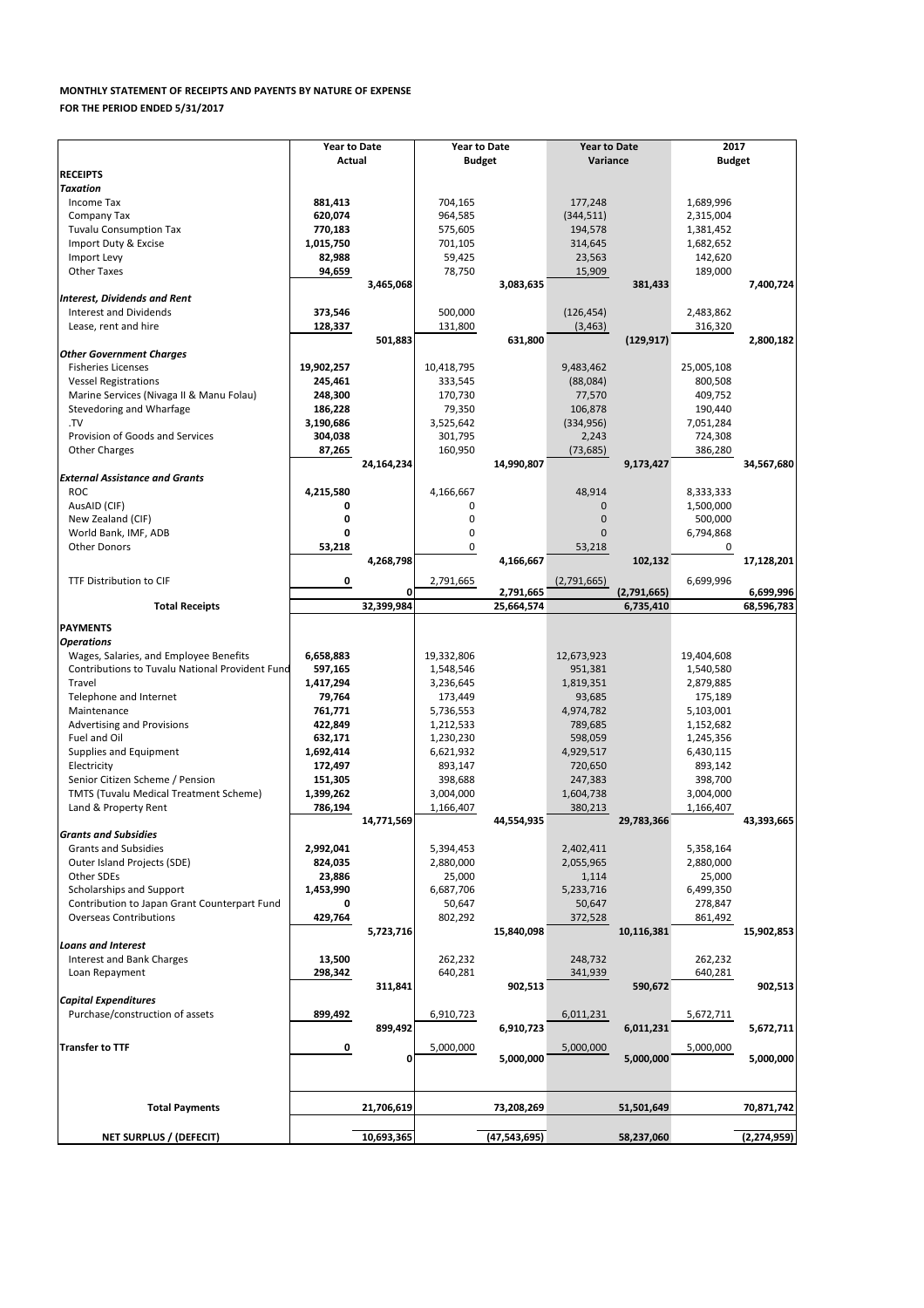**MONTHLY STATEMENT OF RECEIPTS AND PAYENTS BY NATURE OF EXPENSE**

**FOR THE PERIOD ENDED 5/31/2017**

| | Year to Date Actual | | Year to Date Budget | | Year to Date Variance | | 2017 Budget | |
|---|---|---|---|---|---|---|---|---|
| **RECEIPTS** | | | | | | | | |
| ***Taxation*** | | | | | | | | |
| Income Tax | **881,413** | | 704,165 | | 177,248 | | 1,689,996 | |
| Company Tax | **620,074** | | 964,585 | | (344,511) | | 2,315,004 | |
| Tuvalu Consumption Tax | **770,183** | | 575,605 | | 194,578 | | 1,381,452 | |
| Import Duty & Excise | **1,015,750** | | 701,105 | | 314,645 | | 1,682,652 | |
| Import Levy | **82,988** | | 59,425 | | 23,563 | | 142,620 | |
| Other Taxes | **94,659** | | 78,750 | | 15,909 | | 189,000 | |
| | | **3,465,068** | | **3,083,635** | | **381,433** | | **7,400,724** |
| ***Interest, Dividends and Rent*** | | | | | | | | |
| Interest and Dividends | **373,546** | | 500,000 | | (126,454) | | 2,483,862 | |
| Lease, rent and hire | **128,337** | | 131,800 | | (3,463) | | 316,320 | |
| | | **501,883** | | **631,800** | | **(129,917)** | | **2,800,182** |
| ***Other Government Charges*** | | | | | | | | |
| Fisheries Licenses | **19,902,257** | | 10,418,795 | | 9,483,462 | | 25,005,108 | |
| Vessel Registrations | **245,461** | | 333,545 | | (88,084) | | 800,508 | |
| Marine Services (Nivaga II & Manu Folau) | **248,300** | | 170,730 | | 77,570 | | 409,752 | |
| Stevedoring and Wharfage | **186,228** | | 79,350 | | 106,878 | | 190,440 | |
| .TV | **3,190,686** | | 3,525,642 | | (334,956) | | 7,051,284 | |
| Provision of Goods and Services | **304,038** | | 301,795 | | 2,243 | | 724,308 | |
| Other Charges | **87,265** | | 160,950 | | (73,685) | | 386,280 | |
| | | **24,164,234** | | **14,990,807** | | **9,173,427** | | **34,567,680** |
| ***External Assistance and Grants*** | | | | | | | | |
| ROC | **4,215,580** | | 4,166,667 | | 48,914 | | 8,333,333 | |
| AusAID (CIF) | **0** | | 0 | | 0 | | 1,500,000 | |
| New Zealand (CIF) | **0** | | 0 | | 0 | | 500,000 | |
| World Bank, IMF, ADB | **0** | | 0 | | 0 | | 6,794,868 | |
| Other Donors | **53,218** | | 0 | | 53,218 | | 0 | |
| | | **4,268,798** | | **4,166,667** | | **102,132** | | **17,128,201** |
| TTF Distribution to CIF | **0** | | 2,791,665 | | (2,791,665) | | 6,699,996 | |
| | | **0** | | **2,791,665** | | **(2,791,665)** | | **6,699,996** |
| **Total Receipts** | | **32,399,984** | | **25,664,574** | | **6,735,410** | | **68,596,783** |
| **PAYMENTS** | | | | | | | | |
| ***Operations*** | | | | | | | | |
| Wages, Salaries, and Employee Benefits | **6,658,883** | | 19,332,806 | | 12,673,923 | | 19,404,608 | |
| Contributions to Tuvalu National Provident Fund | **597,165** | | 1,548,546 | | 951,381 | | 1,540,580 | |
| Travel | **1,417,294** | | 3,236,645 | | 1,819,351 | | 2,879,885 | |
| Telephone and Internet | **79,764** | | 173,449 | | 93,685 | | 175,189 | |
| Maintenance | **761,771** | | 5,736,553 | | 4,974,782 | | 5,103,001 | |
| Advertising and Provisions | **422,849** | | 1,212,533 | | 789,685 | | 1,152,682 | |
| Fuel and Oil | **632,171** | | 1,230,230 | | 598,059 | | 1,245,356 | |
| Supplies and Equipment | **1,692,414** | | 6,621,932 | | 4,929,517 | | 6,430,115 | |
| Electricity | **172,497** | | 893,147 | | 720,650 | | 893,142 | |
| Senior Citizen Scheme / Pension | **151,305** | | 398,688 | | 247,383 | | 398,700 | |
| TMTS (Tuvalu Medical Treatment Scheme) | **1,399,262** | | 3,004,000 | | 1,604,738 | | 3,004,000 | |
| Land & Property Rent | **786,194** | | 1,166,407 | | 380,213 | | 1,166,407 | |
| | | **14,771,569** | | **44,554,935** | | **29,783,366** | | **43,393,665** |
| ***Grants and Subsidies*** | | | | | | | | |
| Grants and Subsidies | **2,992,041** | | 5,394,453 | | 2,402,411 | | 5,358,164 | |
| Outer Island Projects (SDE) | **824,035** | | 2,880,000 | | 2,055,965 | | 2,880,000 | |
| Other SDEs | **23,886** | | 25,000 | | 1,114 | | 25,000 | |
| Scholarships and Support | **1,453,990** | | 6,687,706 | | 5,233,716 | | 6,499,350 | |
| Contribution to Japan Grant Counterpart Fund | **0** | | 50,647 | | 50,647 | | 278,847 | |
| Overseas Contributions | **429,764** | | 802,292 | | 372,528 | | 861,492 | |
| | | **5,723,716** | | **15,840,098** | | **10,116,381** | | **15,902,853** |
| ***Loans and Interest*** | | | | | | | | |
| Interest and Bank Charges | **13,500** | | 262,232 | | 248,732 | | 262,232 | |
| Loan Repayment | **298,342** | | 640,281 | | 341,939 | | 640,281 | |
| | | **311,841** | | **902,513** | | **590,672** | | **902,513** |
| ***Capital Expenditures*** | | | | | | | | |
| Purchase/construction of assets | **899,492** | | 6,910,723 | | 6,011,231 | | 5,672,711 | |
| | | **899,492** | | **6,910,723** | | **6,011,231** | | **5,672,711** |
| **Transfer to TTF** | **0** | | 5,000,000 | | 5,000,000 | | 5,000,000 | |
| | | **0** | | **5,000,000** | | **5,000,000** | | **5,000,000** |
| **Total Payments** | | **21,706,619** | | **73,208,269** | | **51,501,649** | | **70,871,742** |
| **NET SURPLUS / (DEFECIT)** | | **10,693,365** | | **(47,543,695)** | | **58,237,060** | | **(2,274,959)** |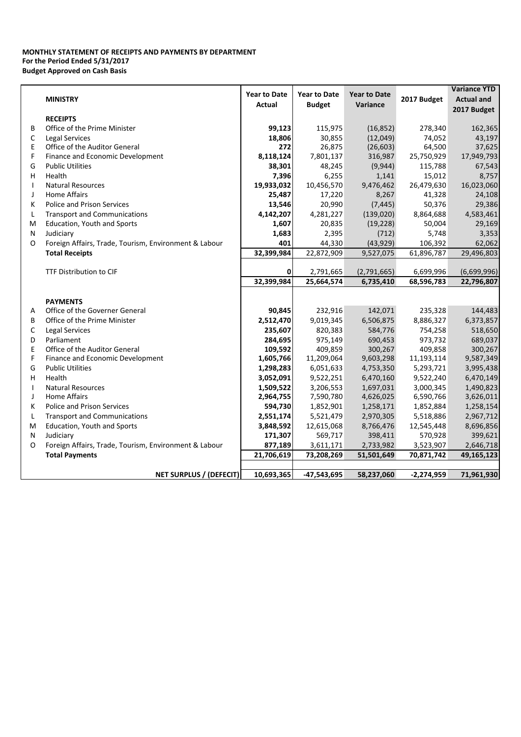**MONTHLY STATEMENT OF RECEIPTS AND PAYMENTS BY DEPARTMENT**
**For the Period Ended 5/31/2017**
**Budget Approved on Cash Basis**

| | MINISTRY | Year to Date Actual | Year to Date Budget | Year to Date Variance | 2017 Budget | Variance YTD Actual and 2017 Budget |
|---|---|---|---|---|---|---|
| | **RECEIPTS** | | | | | |
| B | Office of the Prime Minister | **99,123** | 115,975 | (16,852) | 278,340 | 162,365 |
| C | Legal Services | **18,806** | 30,855 | (12,049) | 74,052 | 43,197 |
| E | Office of the Auditor General | **272** | 26,875 | (26,603) | 64,500 | 37,625 |
| F | Finance and Economic Development | **8,118,124** | 7,801,137 | 316,987 | 25,750,929 | 17,949,793 |
| G | Public Utilities | **38,301** | 48,245 | (9,944) | 115,788 | 67,543 |
| H | Health | **7,396** | 6,255 | 1,141 | 15,012 | 8,757 |
| I | Natural Resources | **19,933,032** | 10,456,570 | 9,476,462 | 26,479,630 | 16,023,060 |
| J | Home Affairs | **25,487** | 17,220 | 8,267 | 41,328 | 24,108 |
| K | Police and Prison Services | **13,546** | 20,990 | (7,445) | 50,376 | 29,386 |
| L | Transport and Communications | **4,142,207** | 4,281,227 | (139,020) | 8,864,688 | 4,583,461 |
| M | Education, Youth and Sports | **1,607** | 20,835 | (19,228) | 50,004 | 29,169 |
| N | Judiciary | **1,683** | 2,395 | (712) | 5,748 | 3,353 |
| O | Foreign Affairs, Trade, Tourism, Environment & Labour | **401** | 44,330 | (43,929) | 106,392 | 62,062 |
| | **Total Receipts** | **32,399,984** | 22,872,909 | 9,527,075 | 61,896,787 | 29,496,803 |
| | | | | | | |
| | TTF Distribution to CIF | **0** | 2,791,665 | (2,791,665) | 6,699,996 | (6,699,996) |
| | | **32,399,984** | **25,664,574** | **6,735,410** | **68,596,783** | **22,796,807** |
| | | | | | | |
| | **PAYMENTS** | | | | | |
| A | Office of the Governer General | **90,845** | 232,916 | 142,071 | 235,328 | 144,483 |
| B | Office of the Prime Minister | **2,512,470** | 9,019,345 | 6,506,875 | 8,886,327 | 6,373,857 |
| C | Legal Services | **235,607** | 820,383 | 584,776 | 754,258 | 518,650 |
| D | Parliament | **284,695** | 975,149 | 690,453 | 973,732 | 689,037 |
| E | Office of the Auditor General | **109,592** | 409,859 | 300,267 | 409,858 | 300,267 |
| F | Finance and Economic Development | **1,605,766** | 11,209,064 | 9,603,298 | 11,193,114 | 9,587,349 |
| G | Public Utilities | **1,298,283** | 6,051,633 | 4,753,350 | 5,293,721 | 3,995,438 |
| H | Health | **3,052,091** | 9,522,251 | 6,470,160 | 9,522,240 | 6,470,149 |
| I | Natural Resources | **1,509,522** | 3,206,553 | 1,697,031 | 3,000,345 | 1,490,823 |
| J | Home Affairs | **2,964,755** | 7,590,780 | 4,626,025 | 6,590,766 | 3,626,011 |
| K | Police and Prison Services | **594,730** | 1,852,901 | 1,258,171 | 1,852,884 | 1,258,154 |
| L | Transport and Communications | **2,551,174** | 5,521,479 | 2,970,305 | 5,518,886 | 2,967,712 |
| M | Education, Youth and Sports | **3,848,592** | 12,615,068 | 8,766,476 | 12,545,448 | 8,696,856 |
| N | Judiciary | **171,307** | 569,717 | 398,411 | 570,928 | 399,621 |
| O | Foreign Affairs, Trade, Tourism, Environment & Labour | **877,189** | 3,611,171 | 2,733,982 | 3,523,907 | 2,646,718 |
| | **Total Payments** | **21,706,619** | **73,208,269** | **51,501,649** | **70,871,742** | **49,165,123** |
| | | | | | | |
| | **NET SURPLUS / (DEFECIT)** | **10,693,365** | **-47,543,695** | **58,237,060** | **-2,274,959** | **71,961,930** |